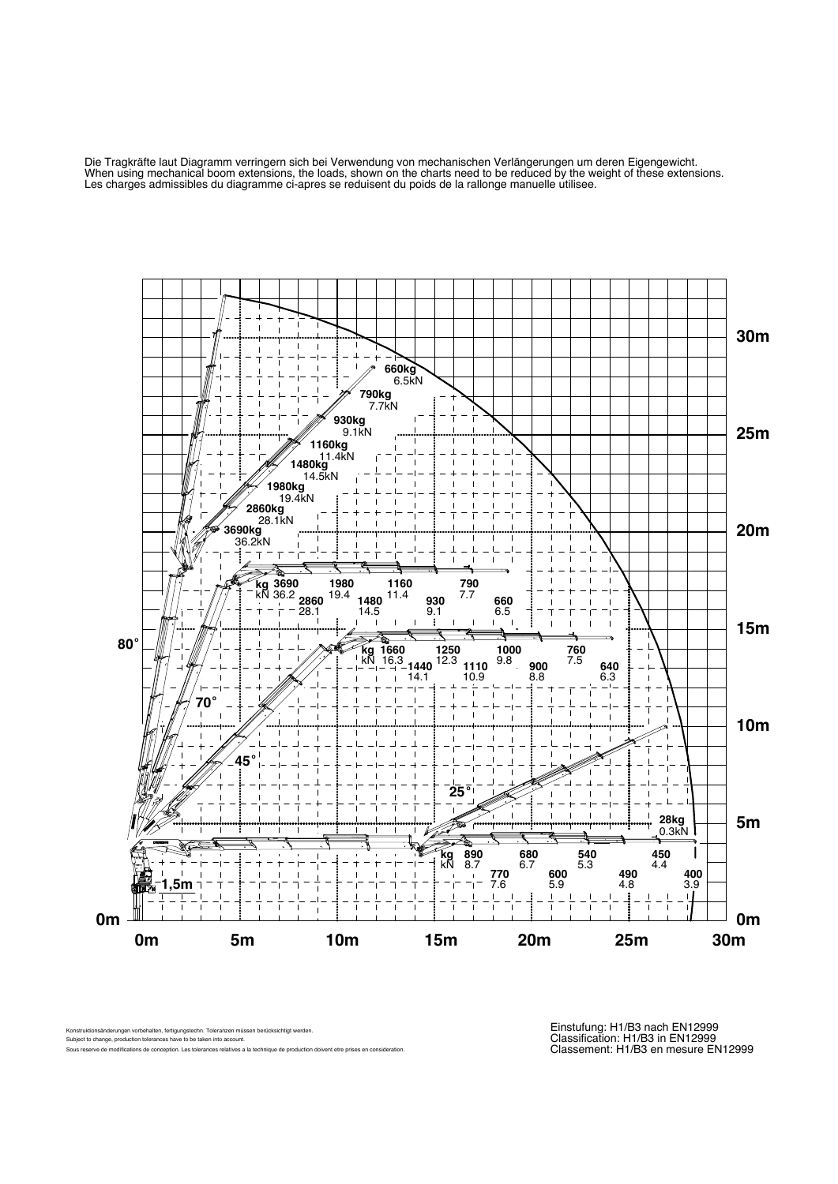Die Tragkräfte laut Diagramm verringern sich bei Verwendung von mechanischen Verlängerungen um deren Eigengewicht.
When using mechanical boom extensions, the loads, shown on the charts need to be reduced by the weight of these extensions.
Les charges admissibles du diagramme ci-apres se reduisent du poids de la rallonge manuelle utilisee.

Konstruktionsänderungen vorbehalten, fertigungstechn. Toleranzen müssen berücksichtigt werden.
Subject to change, production tolerances have to be taken into account.
Sous reserve de modifications de conception. Les tolerances relatives a la technique de production doivent etre prises en consideration.

Einstufung: H1/B3 nach EN12999
Classification: H1/B3 in EN12999
Classement: H1/B3 en mesure EN12999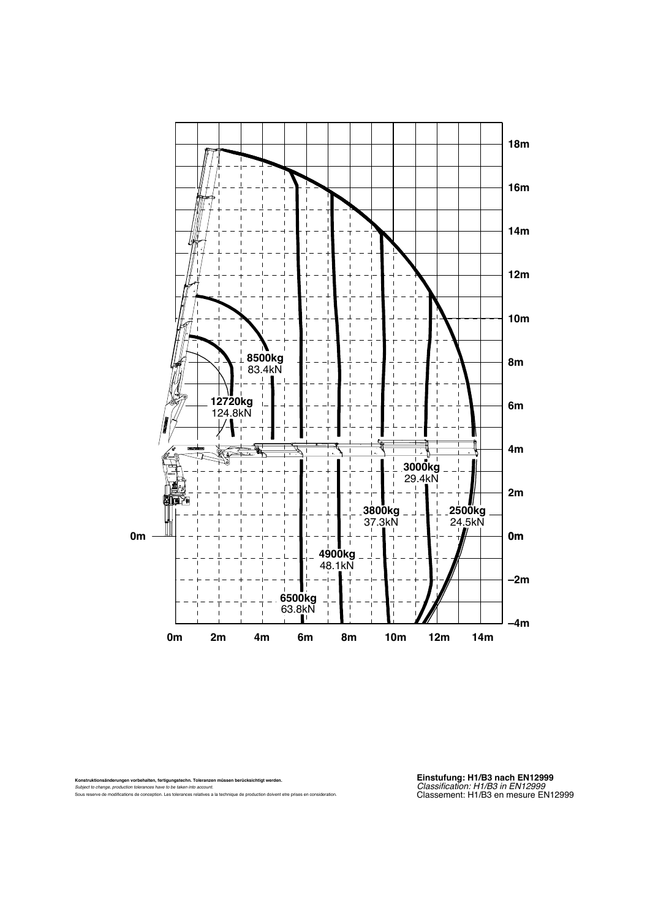18m
16m
14m
12m
10m
8m
6m
4m
2m
0m
–2m
–4m

0m

8500kg
83.4kN

12720kg
124.8kN

3000kg
29.4kN

3800kg
37.3kN

2500kg
24.5kN

4900kg
48.1kN

6500kg
63.8kN

0m 2m 4m 6m 8m 10m 12m 14m

**Konstruktionsänderungen vorbehalten, fertigungstechn. Toleranzen müssen berücksichtigt werden.**
*Subject to change, production tolerances have to be taken into account.*
Sous reserve de modifications de conception. Les tolerances relatives a la technique de production doivent etre prises en consideration.

**Einstufung: H1/B3 nach EN12999**
*Classification: H1/B3 in EN12999*
Classement: H1/B3 en mesure EN12999